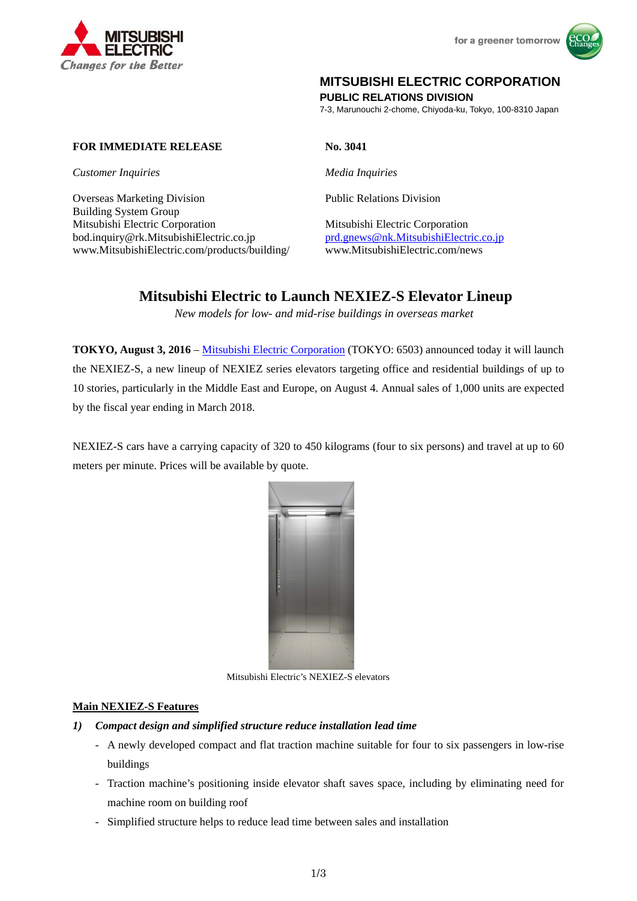MITSUBISHI ELECTRIC CORPORATION
**PUBLIC RELATIONS DIVISION**
7-3, Marunouchi 2-chome, Chiyoda-ku, Tokyo, 100-8310 Japan

**FOR IMMEDIATE RELEASE** **No. 3041**

*Customer Inquiries*

Overseas Marketing Division
Building System Group
Mitsubishi Electric Corporation
bod.inquiry@rk.MitsubishiElectric.co.jp
www.MitsubishiElectric.com/products/building/

*Media Inquiries*

Public Relations Division

Mitsubishi Electric Corporation
prd.gnews@nk.MitsubishiElectric.co.jp
www.MitsubishiElectric.com/news

# Mitsubishi Electric to Launch NEXIEZ-S Elevator Lineup

*New models for low- and mid-rise buildings in overseas market*

**TOKYO, August 3, 2016** – Mitsubishi Electric Corporation (TOKYO: 6503) announced today it will launch the NEXIEZ-S, a new lineup of NEXIEZ series elevators targeting office and residential buildings of up to 10 stories, particularly in the Middle East and Europe, on August 4. Annual sales of 1,000 units are expected by the fiscal year ending in March 2018.

NEXIEZ-S cars have a carrying capacity of 320 to 450 kilograms (four to six persons) and travel at up to 60 meters per minute. Prices will be available by quote.

Mitsubishi Electric's NEXIEZ-S elevators

## Main NEXIEZ-S Features

1) ***Compact design and simplified structure reduce installation lead time***
   - A newly developed compact and flat traction machine suitable for four to six passengers in low-rise buildings
   - Traction machine's positioning inside elevator shaft saves space, including by eliminating need for machine room on building roof
   - Simplified structure helps to reduce lead time between sales and installation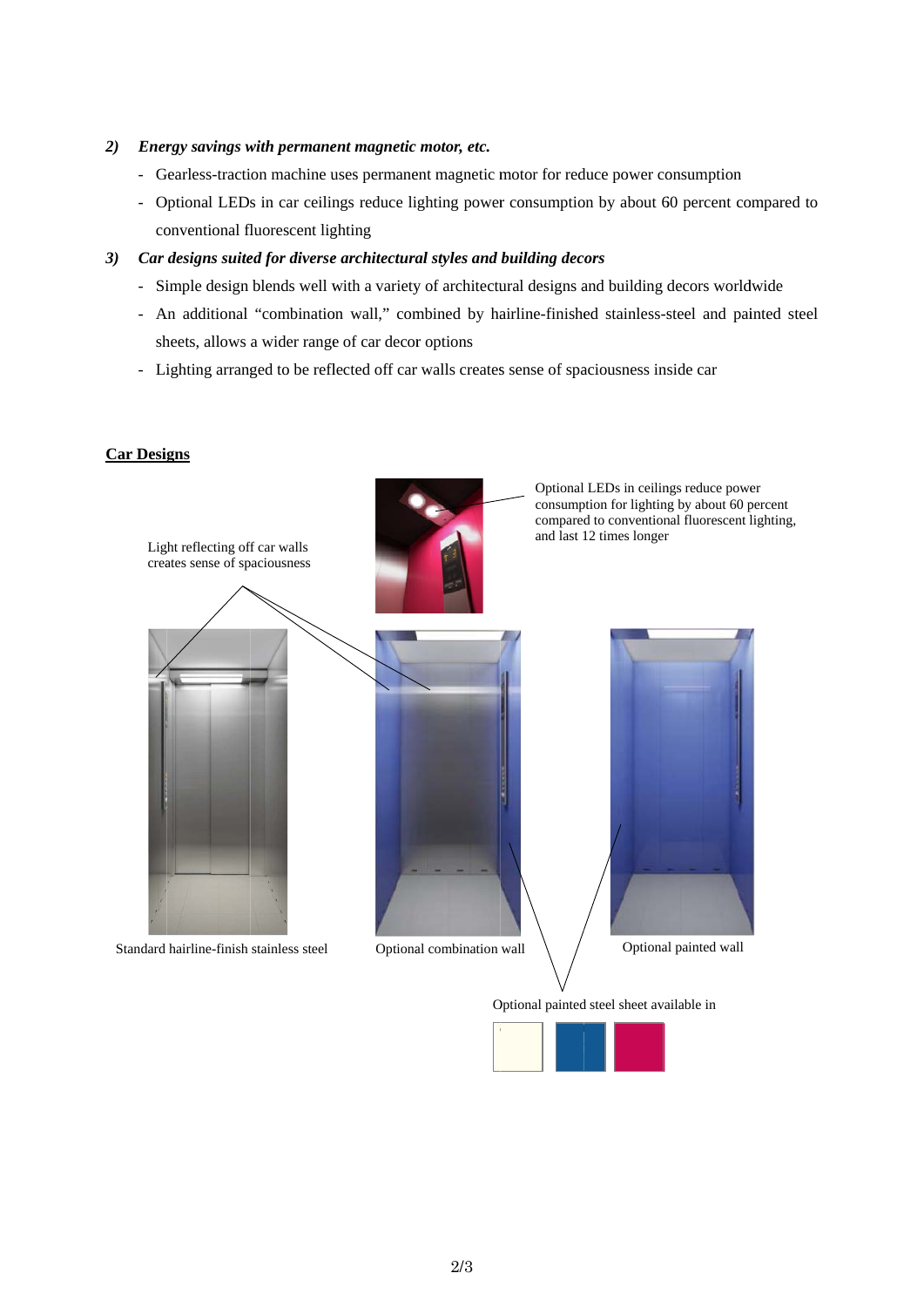*2) Energy savings with permanent magnetic motor, etc.*

- Gearless-traction machine uses permanent magnetic motor for reduce power consumption
- Optional LEDs in car ceilings reduce lighting power consumption by about 60 percent compared to conventional fluorescent lighting

*3) Car designs suited for diverse architectural styles and building decors*

- Simple design blends well with a variety of architectural designs and building decors worldwide
- An additional “combination wall,” combined by hairline-finished stainless-steel and painted steel sheets, allows a wider range of car decor options
- Lighting arranged to be reflected off car walls creates sense of spaciousness inside car

**Car Designs**

Light reflecting off car walls creates sense of spaciousness

Optional LEDs in ceilings reduce power consumption for lighting by about 60 percent compared to conventional fluorescent lighting, and last 12 times longer

Standard hairline-finish stainless steel

Optional combination wall

Optional painted wall

Optional painted steel sheet available in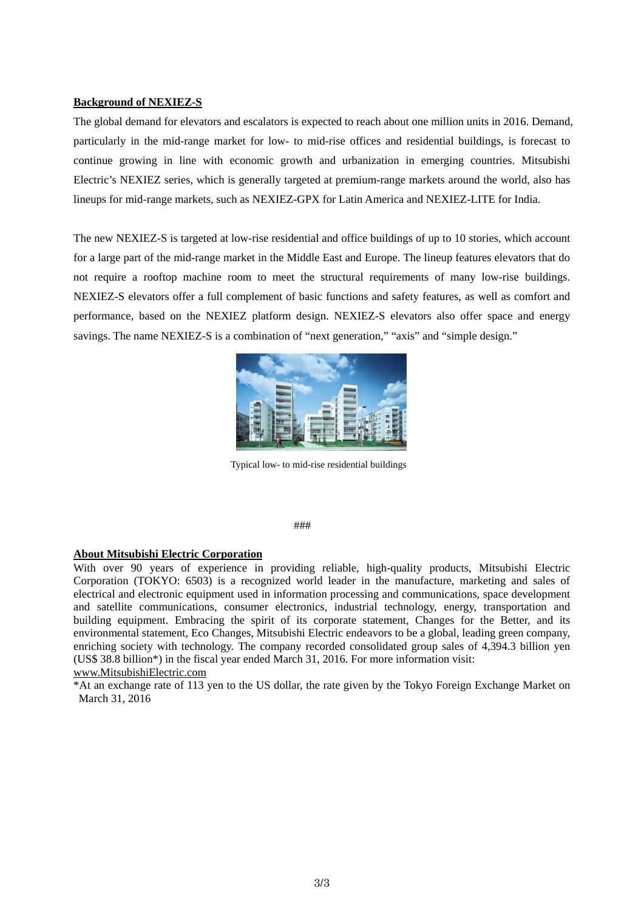**Background of NEXIEZ-S**

The global demand for elevators and escalators is expected to reach about one million units in 2016. Demand, particularly in the mid-range market for low- to mid-rise offices and residential buildings, is forecast to continue growing in line with economic growth and urbanization in emerging countries. Mitsubishi Electric's NEXIEZ series, which is generally targeted at premium-range markets around the world, also has lineups for mid-range markets, such as NEXIEZ-GPX for Latin America and NEXIEZ-LITE for India.

The new NEXIEZ-S is targeted at low-rise residential and office buildings of up to 10 stories, which account for a large part of the mid-range market in the Middle East and Europe. The lineup features elevators that do not require a rooftop machine room to meet the structural requirements of many low-rise buildings. NEXIEZ-S elevators offer a full complement of basic functions and safety features, as well as comfort and performance, based on the NEXIEZ platform design. NEXIEZ-S elevators also offer space and energy savings. The name NEXIEZ-S is a combination of "next generation," "axis" and "simple design."

Typical low- to mid-rise residential buildings

###

**About Mitsubishi Electric Corporation**

With over 90 years of experience in providing reliable, high-quality products, Mitsubishi Electric Corporation (TOKYO: 6503) is a recognized world leader in the manufacture, marketing and sales of electrical and electronic equipment used in information processing and communications, space development and satellite communications, consumer electronics, industrial technology, energy, transportation and building equipment. Embracing the spirit of its corporate statement, Changes for the Better, and its environmental statement, Eco Changes, Mitsubishi Electric endeavors to be a global, leading green company, enriching society with technology. The company recorded consolidated group sales of 4,394.3 billion yen (US$ 38.8 billion*) in the fiscal year ended March 31, 2016. For more information visit:
www.MitsubishiElectric.com

*At an exchange rate of 113 yen to the US dollar, the rate given by the Tokyo Foreign Exchange Market on March 31, 2016